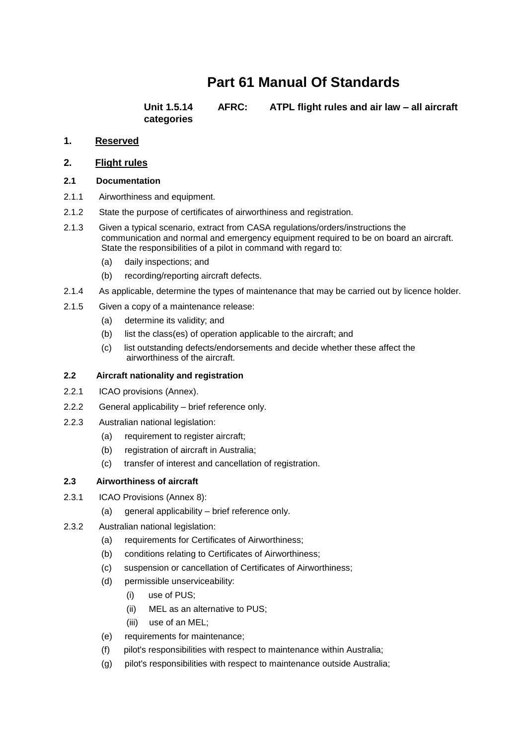# Part 61 Manual Of Standards

**Unit 1.5.14 AFRC: ATPL flight rules and air law – all aircraft categories**

## 1. Reserved

## 2. Flight rules

### 2.1 Documentation

2.1.1 Airworthiness and equipment.

2.1.2 State the purpose of certificates of airworthiness and registration.

2.1.3 Given a typical scenario, extract from CASA regulations/orders/instructions the communication and normal and emergency equipment required to be on board an aircraft. State the responsibilities of a pilot in command with regard to:

- (a) daily inspections; and
- (b) recording/reporting aircraft defects.

2.1.4 As applicable, determine the types of maintenance that may be carried out by licence holder.

2.1.5 Given a copy of a maintenance release:

- (a) determine its validity; and
- (b) list the class(es) of operation applicable to the aircraft; and
- (c) list outstanding defects/endorsements and decide whether these affect the airworthiness of the aircraft.

### 2.2 Aircraft nationality and registration

2.2.1 ICAO provisions (Annex).

2.2.2 General applicability – brief reference only.

2.2.3 Australian national legislation:

- (a) requirement to register aircraft;
- (b) registration of aircraft in Australia;
- (c) transfer of interest and cancellation of registration.

### 2.3 Airworthiness of aircraft

2.3.1 ICAO Provisions (Annex 8):

- (a) general applicability – brief reference only.

2.3.2 Australian national legislation:

- (a) requirements for Certificates of Airworthiness;
- (b) conditions relating to Certificates of Airworthiness;
- (c) suspension or cancellation of Certificates of Airworthiness;
- (d) permissible unserviceability:
  - (i) use of PUS;
  - (ii) MEL as an alternative to PUS;
  - (iii) use of an MEL;
- (e) requirements for maintenance;
- (f) pilot's responsibilities with respect to maintenance within Australia;
- (g) pilot's responsibilities with respect to maintenance outside Australia;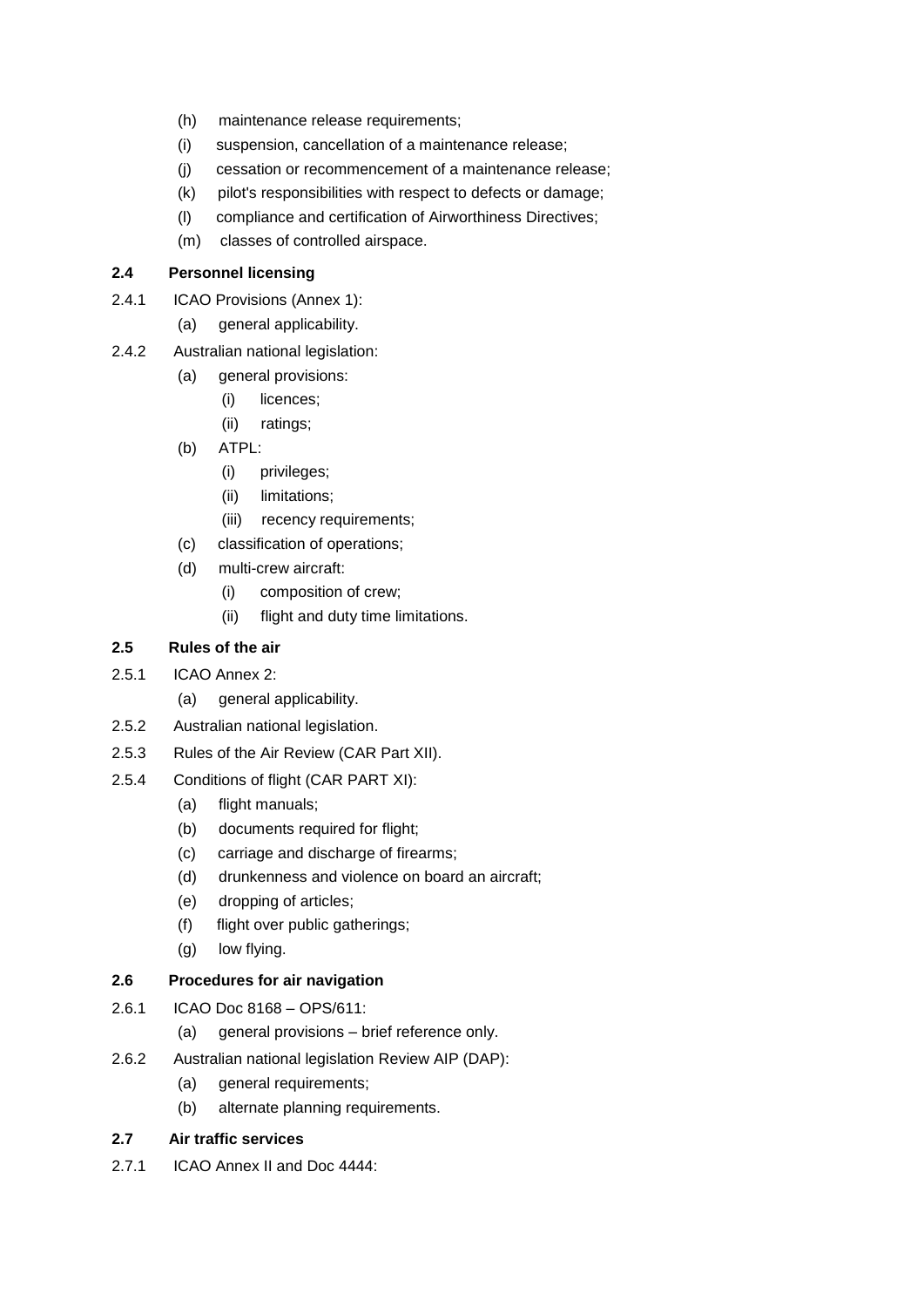- (h) maintenance release requirements;
- (i) suspension, cancellation of a maintenance release;
- (j) cessation or recommencement of a maintenance release;
- (k) pilot's responsibilities with respect to defects or damage;
- (l) compliance and certification of Airworthiness Directives;
- (m) classes of controlled airspace.

**2.4 Personnel licensing**

2.4.1 ICAO Provisions (Annex 1):

- (a) general applicability.

2.4.2 Australian national legislation:

- (a) general provisions:
  - (i) licences;
  - (ii) ratings;
- (b) ATPL:
  - (i) privileges;
  - (ii) limitations;
  - (iii) recency requirements;
- (c) classification of operations;
- (d) multi-crew aircraft:
  - (i) composition of crew;
  - (ii) flight and duty time limitations.

**2.5 Rules of the air**

2.5.1 ICAO Annex 2:

- (a) general applicability.

2.5.2 Australian national legislation.

2.5.3 Rules of the Air Review (CAR Part XII).

2.5.4 Conditions of flight (CAR PART XI):

- (a) flight manuals;
- (b) documents required for flight;
- (c) carriage and discharge of firearms;
- (d) drunkenness and violence on board an aircraft;
- (e) dropping of articles;
- (f) flight over public gatherings;
- (g) low flying.

**2.6 Procedures for air navigation**

2.6.1 ICAO Doc 8168 – OPS/611:

- (a) general provisions – brief reference only.

2.6.2 Australian national legislation Review AIP (DAP):

- (a) general requirements;
- (b) alternate planning requirements.

**2.7 Air traffic services**

2.7.1 ICAO Annex II and Doc 4444: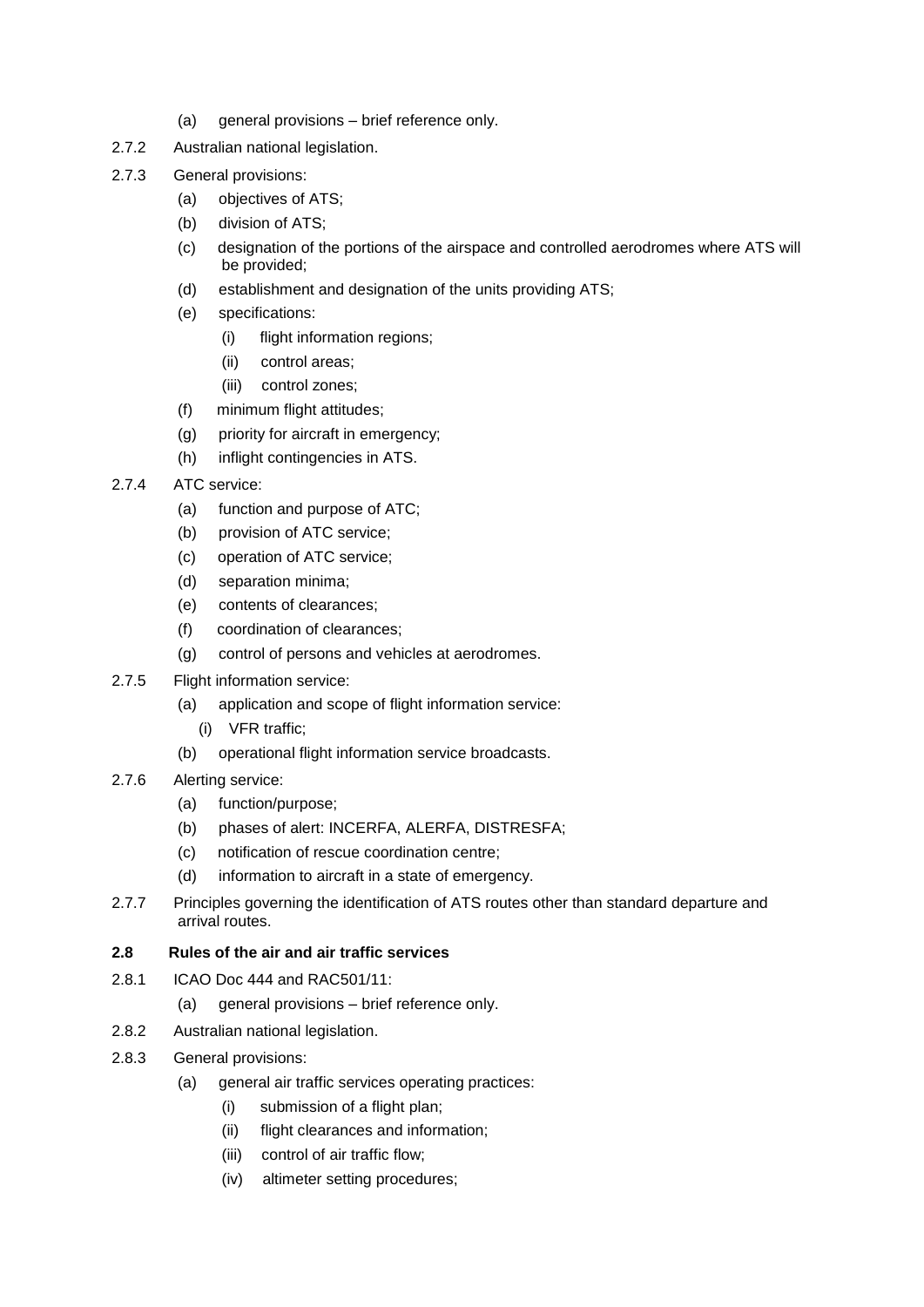(a) general provisions – brief reference only.

2.7.2 Australian national legislation.

2.7.3 General provisions:

- (a) objectives of ATS;
- (b) division of ATS;
- (c) designation of the portions of the airspace and controlled aerodromes where ATS will be provided;
- (d) establishment and designation of the units providing ATS;
- (e) specifications:
  - (i) flight information regions;
  - (ii) control areas;
  - (iii) control zones;
- (f) minimum flight attitudes;
- (g) priority for aircraft in emergency;
- (h) inflight contingencies in ATS.

2.7.4 ATC service:

- (a) function and purpose of ATC;
- (b) provision of ATC service;
- (c) operation of ATC service;
- (d) separation minima;
- (e) contents of clearances;
- (f) coordination of clearances;
- (g) control of persons and vehicles at aerodromes.

2.7.5 Flight information service:

- (a) application and scope of flight information service:
  - (i) VFR traffic;
- (b) operational flight information service broadcasts.

2.7.6 Alerting service:

- (a) function/purpose;
- (b) phases of alert: INCERFA, ALERFA, DISTRESFA;
- (c) notification of rescue coordination centre;
- (d) information to aircraft in a state of emergency.

2.7.7 Principles governing the identification of ATS routes other than standard departure and arrival routes.

**2.8 Rules of the air and air traffic services**

2.8.1 ICAO Doc 444 and RAC501/11:

- (a) general provisions – brief reference only.

2.8.2 Australian national legislation.

2.8.3 General provisions:

- (a) general air traffic services operating practices:
  - (i) submission of a flight plan;
  - (ii) flight clearances and information;
  - (iii) control of air traffic flow;
  - (iv) altimeter setting procedures;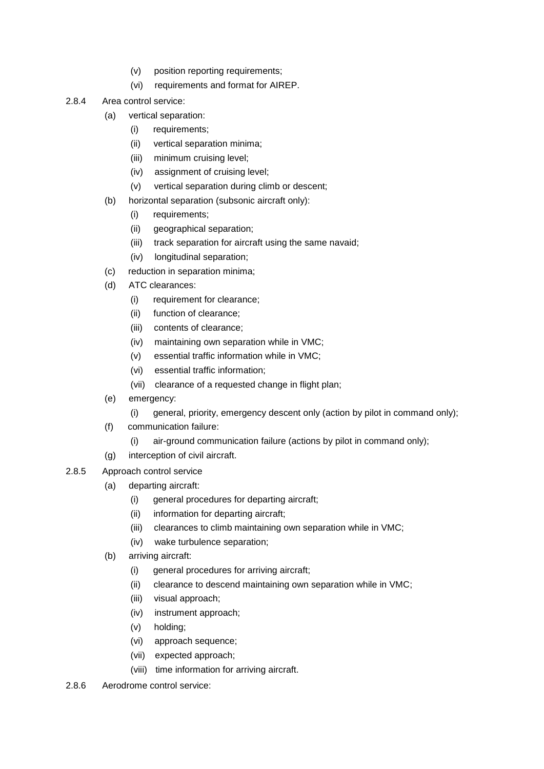(v) position reporting requirements;
(vi) requirements and format for AIREP.

2.8.4 Area control service:

(a) vertical separation:
  (i) requirements;
  (ii) vertical separation minima;
  (iii) minimum cruising level;
  (iv) assignment of cruising level;
  (v) vertical separation during climb or descent;

(b) horizontal separation (subsonic aircraft only):
  (i) requirements;
  (ii) geographical separation;
  (iii) track separation for aircraft using the same navaid;
  (iv) longitudinal separation;

(c) reduction in separation minima;

(d) ATC clearances:
  (i) requirement for clearance;
  (ii) function of clearance;
  (iii) contents of clearance;
  (iv) maintaining own separation while in VMC;
  (v) essential traffic information while in VMC;
  (vi) essential traffic information;
  (vii) clearance of a requested change in flight plan;

(e) emergency:
  (i) general, priority, emergency descent only (action by pilot in command only);

(f) communication failure:
  (i) air-ground communication failure (actions by pilot in command only);

(g) interception of civil aircraft.

2.8.5 Approach control service

(a) departing aircraft:
  (i) general procedures for departing aircraft;
  (ii) information for departing aircraft;
  (iii) clearances to climb maintaining own separation while in VMC;
  (iv) wake turbulence separation;

(b) arriving aircraft:
  (i) general procedures for arriving aircraft;
  (ii) clearance to descend maintaining own separation while in VMC;
  (iii) visual approach;
  (iv) instrument approach;
  (v) holding;
  (vi) approach sequence;
  (vii) expected approach;
  (viii) time information for arriving aircraft.

2.8.6 Aerodrome control service: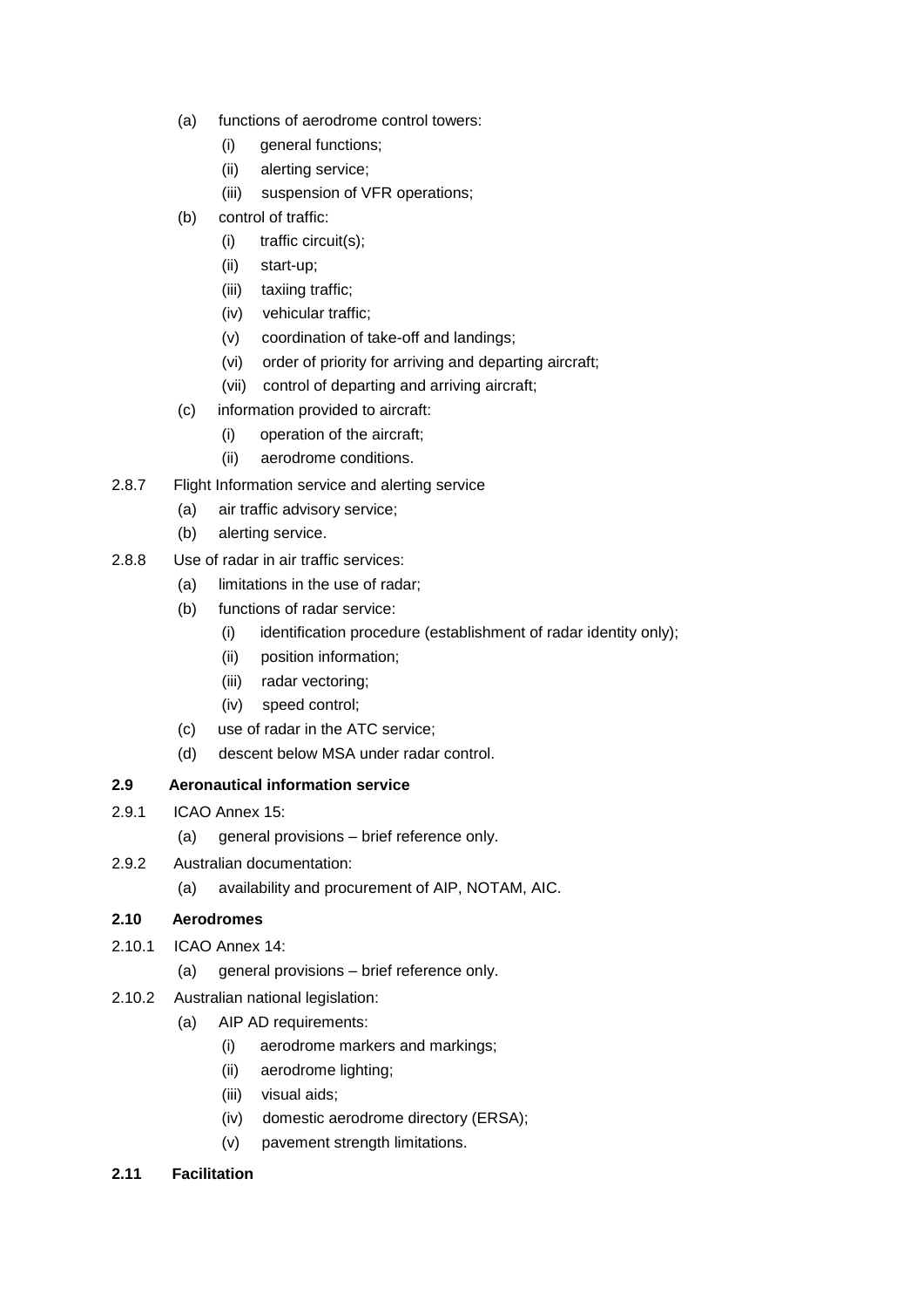(a) functions of aerodrome control towers:
   - (i) general functions;
   - (ii) alerting service;
   - (iii) suspension of VFR operations;

(b) control of traffic:
   - (i) traffic circuit(s);
   - (ii) start-up;
   - (iii) taxiing traffic;
   - (iv) vehicular traffic;
   - (v) coordination of take-off and landings;
   - (vi) order of priority for arriving and departing aircraft;
   - (vii) control of departing and arriving aircraft;

(c) information provided to aircraft:
   - (i) operation of the aircraft;
   - (ii) aerodrome conditions.

2.8.7 Flight Information service and alerting service

(a) air traffic advisory service;

(b) alerting service.

2.8.8 Use of radar in air traffic services:

(a) limitations in the use of radar;

(b) functions of radar service:
   - (i) identification procedure (establishment of radar identity only);
   - (ii) position information;
   - (iii) radar vectoring;
   - (iv) speed control;

(c) use of radar in the ATC service;

(d) descent below MSA under radar control.

**2.9 Aeronautical information service**

2.9.1 ICAO Annex 15:

(a) general provisions – brief reference only.

2.9.2 Australian documentation:

(a) availability and procurement of AIP, NOTAM, AIC.

**2.10 Aerodromes**

2.10.1 ICAO Annex 14:

(a) general provisions – brief reference only.

2.10.2 Australian national legislation:

(a) AIP AD requirements:
   - (i) aerodrome markers and markings;
   - (ii) aerodrome lighting;
   - (iii) visual aids;
   - (iv) domestic aerodrome directory (ERSA);
   - (v) pavement strength limitations.

**2.11 Facilitation**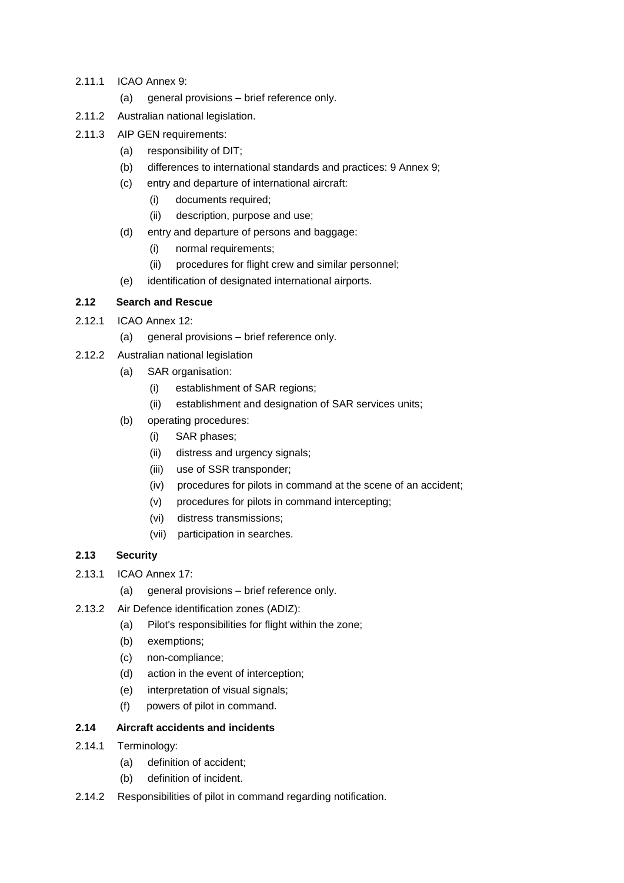2.11.1 ICAO Annex 9:

  (a) general provisions – brief reference only.

2.11.2 Australian national legislation.

2.11.3 AIP GEN requirements:

  (a) responsibility of DIT;

  (b) differences to international standards and practices: 9 Annex 9;

  (c) entry and departure of international aircraft:

    (i) documents required;

    (ii) description, purpose and use;

  (d) entry and departure of persons and baggage:

    (i) normal requirements;

    (ii) procedures for flight crew and similar personnel;

  (e) identification of designated international airports.

**2.12 Search and Rescue**

2.12.1 ICAO Annex 12:

  (a) general provisions – brief reference only.

2.12.2 Australian national legislation

  (a) SAR organisation:

    (i) establishment of SAR regions;

    (ii) establishment and designation of SAR services units;

  (b) operating procedures:

    (i) SAR phases;

    (ii) distress and urgency signals;

    (iii) use of SSR transponder;

    (iv) procedures for pilots in command at the scene of an accident;

    (v) procedures for pilots in command intercepting;

    (vi) distress transmissions;

    (vii) participation in searches.

**2.13 Security**

2.13.1 ICAO Annex 17:

  (a) general provisions – brief reference only.

2.13.2 Air Defence identification zones (ADIZ):

  (a) Pilot's responsibilities for flight within the zone;

  (b) exemptions;

  (c) non-compliance;

  (d) action in the event of interception;

  (e) interpretation of visual signals;

  (f) powers of pilot in command.

**2.14 Aircraft accidents and incidents**

2.14.1 Terminology:

  (a) definition of accident;

  (b) definition of incident.

2.14.2 Responsibilities of pilot in command regarding notification.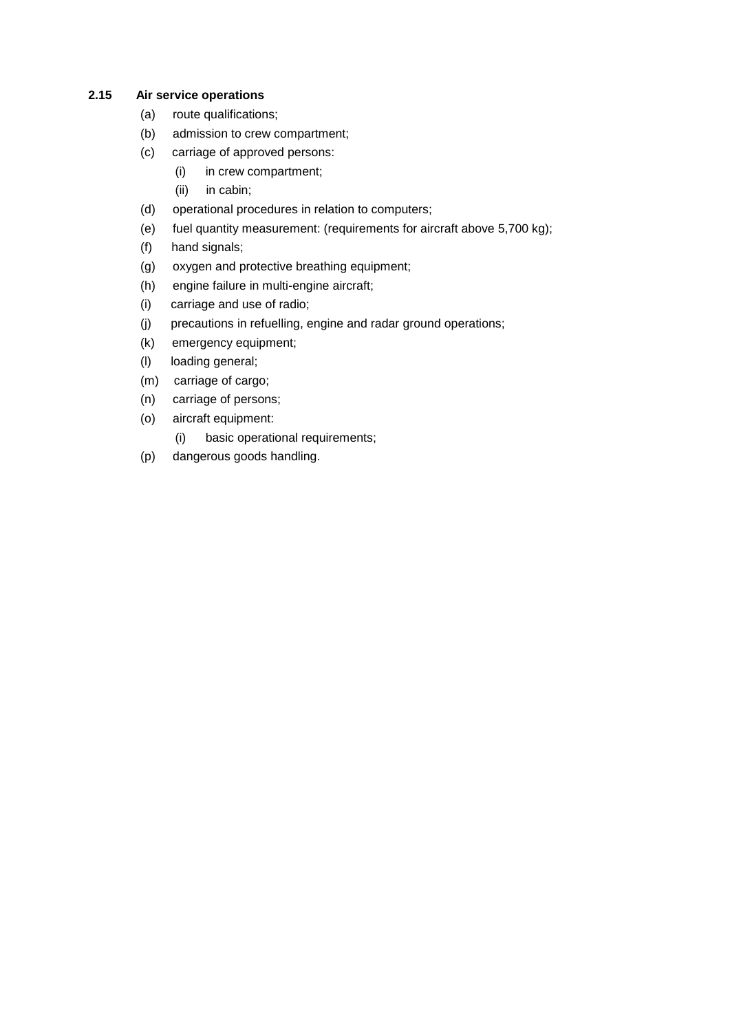**2.15 Air service operations**

(a) route qualifications;

(b) admission to crew compartment;

(c) carriage of approved persons:

  (i) in crew compartment;

  (ii) in cabin;

(d) operational procedures in relation to computers;

(e) fuel quantity measurement: (requirements for aircraft above 5,700 kg);

(f) hand signals;

(g) oxygen and protective breathing equipment;

(h) engine failure in multi-engine aircraft;

(i) carriage and use of radio;

(j) precautions in refuelling, engine and radar ground operations;

(k) emergency equipment;

(l) loading general;

(m) carriage of cargo;

(n) carriage of persons;

(o) aircraft equipment:

  (i) basic operational requirements;

(p) dangerous goods handling.